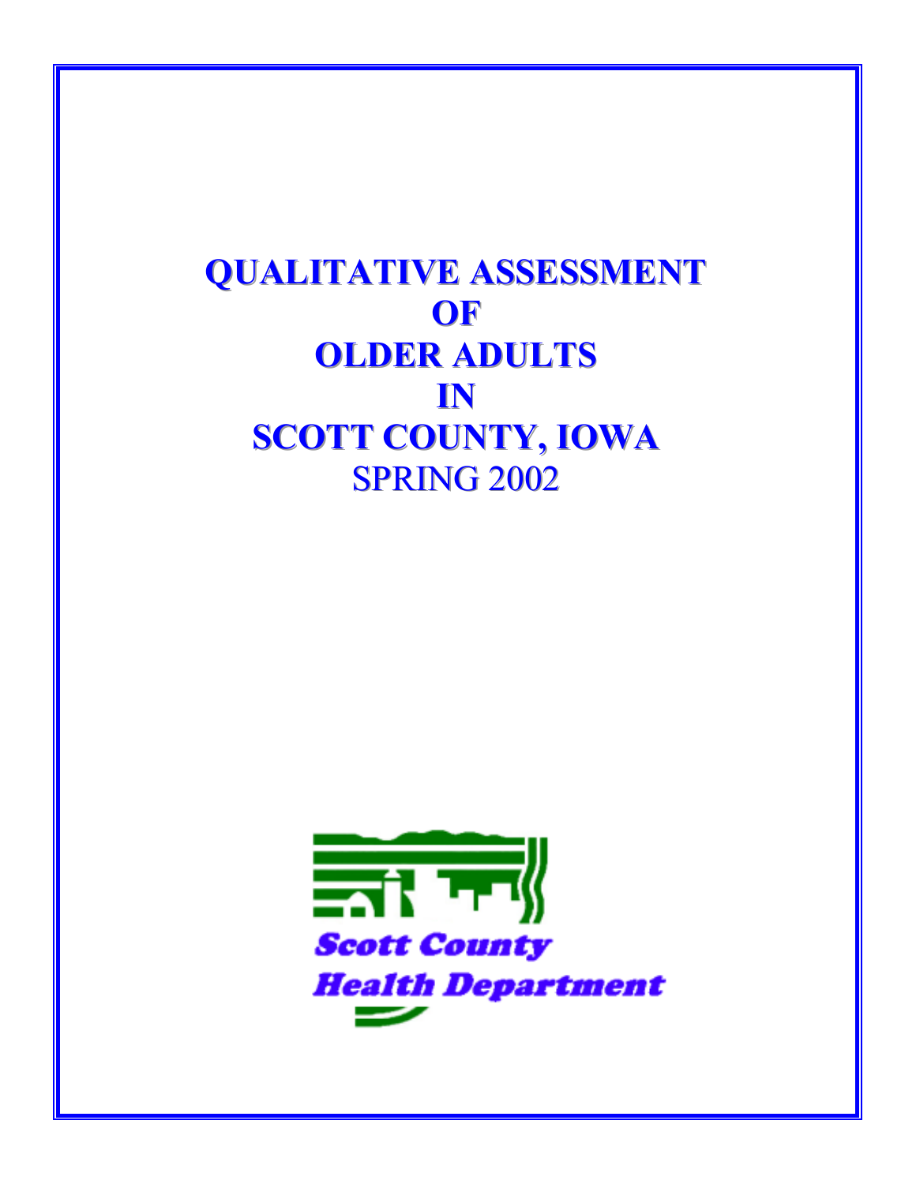# QUALITATIVE ASSESSMENT OF OLDER ADULTS IN SCOTT COUNTY, IOWA

SPRING 2002

Scott County Health Department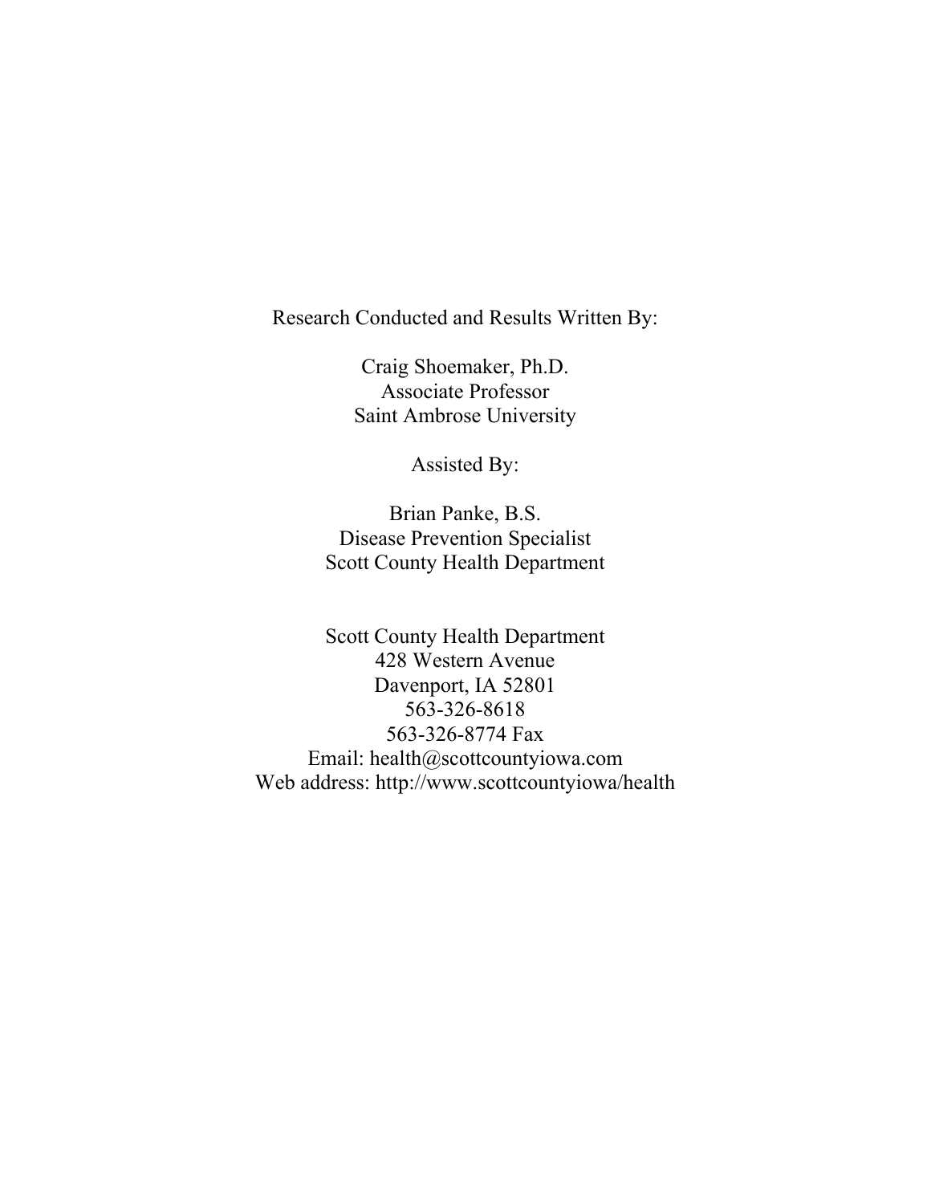Research Conducted and Results Written By:

Craig Shoemaker, Ph.D.
Associate Professor
Saint Ambrose University

Assisted By:

Brian Panke, B.S.
Disease Prevention Specialist
Scott County Health Department

Scott County Health Department
428 Western Avenue
Davenport, IA 52801
563-326-8618
563-326-8774 Fax
Email: health@scottcountyiowa.com
Web address: http://www.scottcountyiowa/health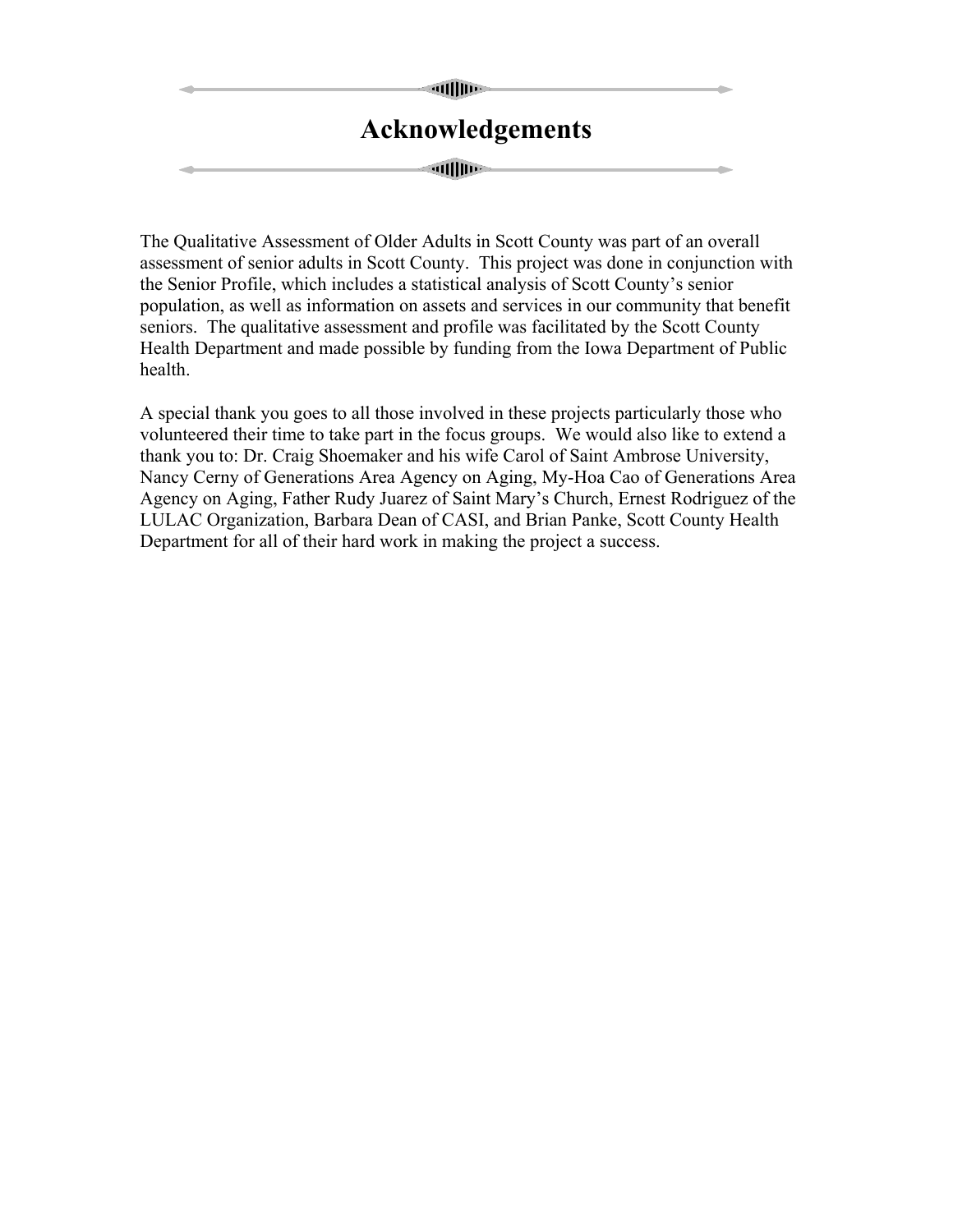# Acknowledgements

The Qualitative Assessment of Older Adults in Scott County was part of an overall assessment of senior adults in Scott County. This project was done in conjunction with the Senior Profile, which includes a statistical analysis of Scott County's senior population, as well as information on assets and services in our community that benefit seniors. The qualitative assessment and profile was facilitated by the Scott County Health Department and made possible by funding from the Iowa Department of Public health.

A special thank you goes to all those involved in these projects particularly those who volunteered their time to take part in the focus groups. We would also like to extend a thank you to: Dr. Craig Shoemaker and his wife Carol of Saint Ambrose University, Nancy Cerny of Generations Area Agency on Aging, My-Hoa Cao of Generations Area Agency on Aging, Father Rudy Juarez of Saint Mary's Church, Ernest Rodriguez of the LULAC Organization, Barbara Dean of CASI, and Brian Panke, Scott County Health Department for all of their hard work in making the project a success.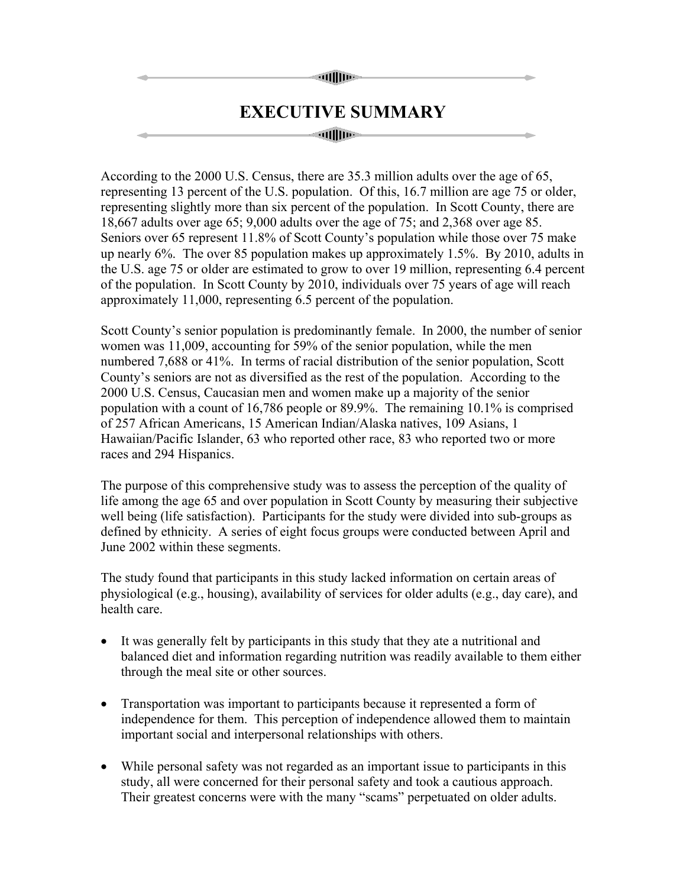# EXECUTIVE SUMMARY

According to the 2000 U.S. Census, there are 35.3 million adults over the age of 65, representing 13 percent of the U.S. population. Of this, 16.7 million are age 75 or older, representing slightly more than six percent of the population. In Scott County, there are 18,667 adults over age 65; 9,000 adults over the age of 75; and 2,368 over age 85. Seniors over 65 represent 11.8% of Scott County's population while those over 75 make up nearly 6%. The over 85 population makes up approximately 1.5%. By 2010, adults in the U.S. age 75 or older are estimated to grow to over 19 million, representing 6.4 percent of the population. In Scott County by 2010, individuals over 75 years of age will reach approximately 11,000, representing 6.5 percent of the population.

Scott County's senior population is predominantly female. In 2000, the number of senior women was 11,009, accounting for 59% of the senior population, while the men numbered 7,688 or 41%. In terms of racial distribution of the senior population, Scott County's seniors are not as diversified as the rest of the population. According to the 2000 U.S. Census, Caucasian men and women make up a majority of the senior population with a count of 16,786 people or 89.9%. The remaining 10.1% is comprised of 257 African Americans, 15 American Indian/Alaska natives, 109 Asians, 1 Hawaiian/Pacific Islander, 63 who reported other race, 83 who reported two or more races and 294 Hispanics.

The purpose of this comprehensive study was to assess the perception of the quality of life among the age 65 and over population in Scott County by measuring their subjective well being (life satisfaction). Participants for the study were divided into sub-groups as defined by ethnicity. A series of eight focus groups were conducted between April and June 2002 within these segments.

The study found that participants in this study lacked information on certain areas of physiological (e.g., housing), availability of services for older adults (e.g., day care), and health care.

- It was generally felt by participants in this study that they ate a nutritional and balanced diet and information regarding nutrition was readily available to them either through the meal site or other sources.

- Transportation was important to participants because it represented a form of independence for them. This perception of independence allowed them to maintain important social and interpersonal relationships with others.

- While personal safety was not regarded as an important issue to participants in this study, all were concerned for their personal safety and took a cautious approach. Their greatest concerns were with the many "scams" perpetuated on older adults.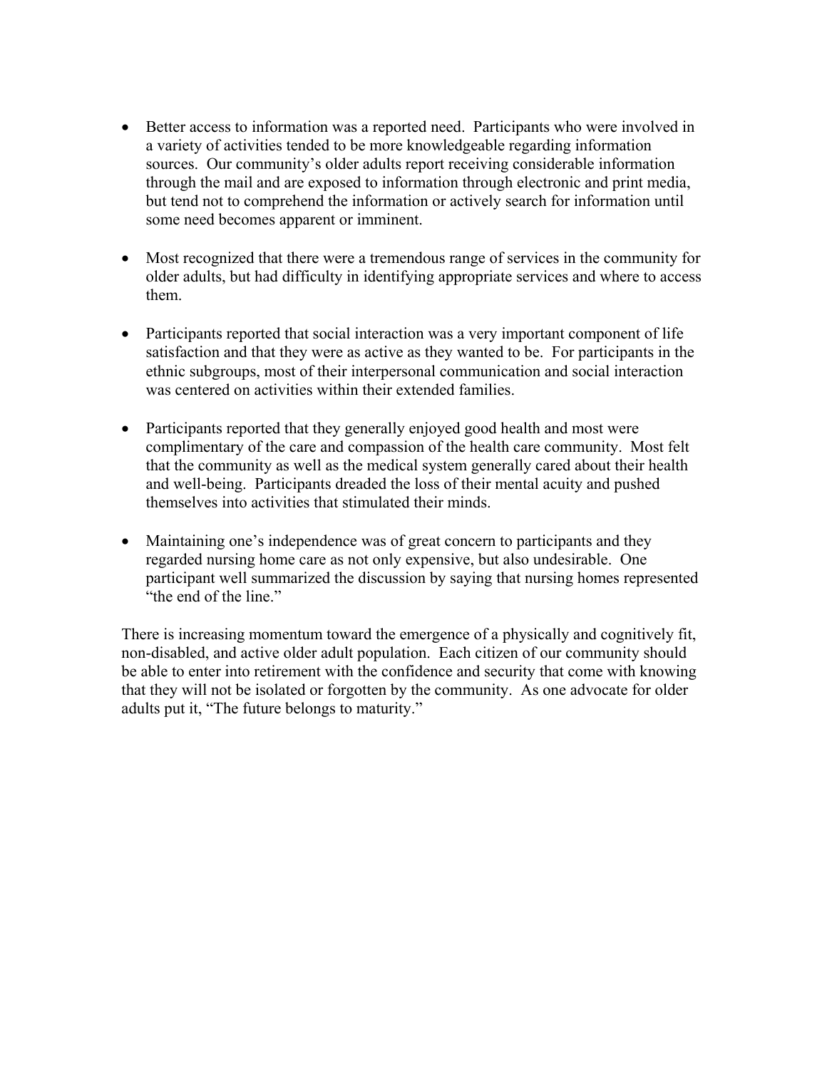- Better access to information was a reported need. Participants who were involved in a variety of activities tended to be more knowledgeable regarding information sources. Our community's older adults report receiving considerable information through the mail and are exposed to information through electronic and print media, but tend not to comprehend the information or actively search for information until some need becomes apparent or imminent.

- Most recognized that there were a tremendous range of services in the community for older adults, but had difficulty in identifying appropriate services and where to access them.

- Participants reported that social interaction was a very important component of life satisfaction and that they were as active as they wanted to be. For participants in the ethnic subgroups, most of their interpersonal communication and social interaction was centered on activities within their extended families.

- Participants reported that they generally enjoyed good health and most were complimentary of the care and compassion of the health care community. Most felt that the community as well as the medical system generally cared about their health and well-being. Participants dreaded the loss of their mental acuity and pushed themselves into activities that stimulated their minds.

- Maintaining one's independence was of great concern to participants and they regarded nursing home care as not only expensive, but also undesirable. One participant well summarized the discussion by saying that nursing homes represented "the end of the line."

There is increasing momentum toward the emergence of a physically and cognitively fit, non-disabled, and active older adult population. Each citizen of our community should be able to enter into retirement with the confidence and security that come with knowing that they will not be isolated or forgotten by the community. As one advocate for older adults put it, "The future belongs to maturity."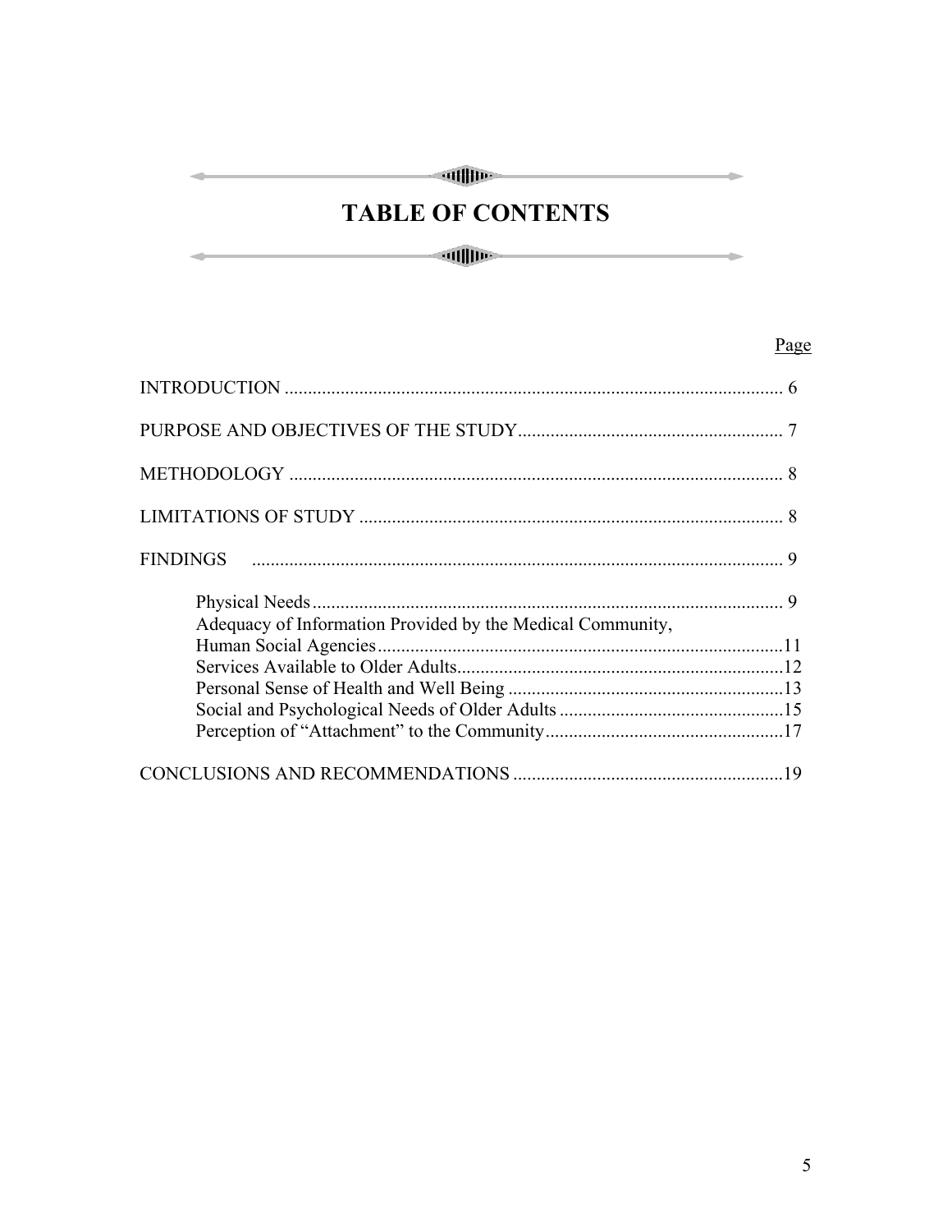# TABLE OF CONTENTS

| | Page |
|---|---|
| INTRODUCTION | 6 |
| PURPOSE AND OBJECTIVES OF THE STUDY | 7 |
| METHODOLOGY | 8 |
| LIMITATIONS OF STUDY | 8 |
| FINDINGS | 9 |
| Physical Needs | 9 |
| Adequacy of Information Provided by the Medical Community, Human Social Agencies | 11 |
| Services Available to Older Adults | 12 |
| Personal Sense of Health and Well Being | 13 |
| Social and Psychological Needs of Older Adults | 15 |
| Perception of "Attachment" to the Community | 17 |
| CONCLUSIONS AND RECOMMENDATIONS | 19 |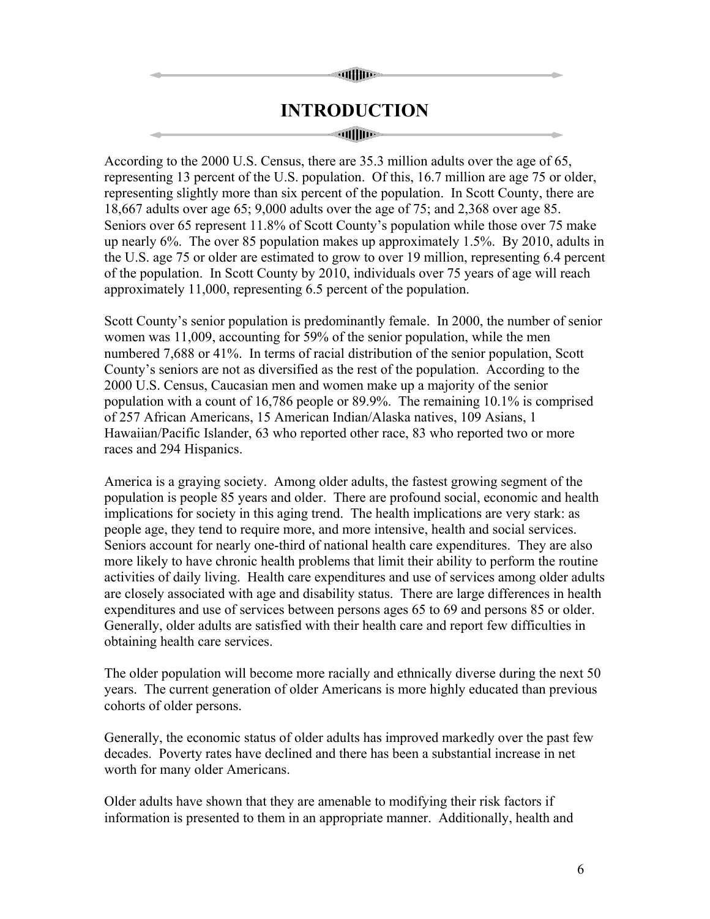# INTRODUCTION

According to the 2000 U.S. Census, there are 35.3 million adults over the age of 65, representing 13 percent of the U.S. population. Of this, 16.7 million are age 75 or older, representing slightly more than six percent of the population. In Scott County, there are 18,667 adults over age 65; 9,000 adults over the age of 75; and 2,368 over age 85. Seniors over 65 represent 11.8% of Scott County's population while those over 75 make up nearly 6%. The over 85 population makes up approximately 1.5%. By 2010, adults in the U.S. age 75 or older are estimated to grow to over 19 million, representing 6.4 percent of the population. In Scott County by 2010, individuals over 75 years of age will reach approximately 11,000, representing 6.5 percent of the population.

Scott County's senior population is predominantly female. In 2000, the number of senior women was 11,009, accounting for 59% of the senior population, while the men numbered 7,688 or 41%. In terms of racial distribution of the senior population, Scott County's seniors are not as diversified as the rest of the population. According to the 2000 U.S. Census, Caucasian men and women make up a majority of the senior population with a count of 16,786 people or 89.9%. The remaining 10.1% is comprised of 257 African Americans, 15 American Indian/Alaska natives, 109 Asians, 1 Hawaiian/Pacific Islander, 63 who reported other race, 83 who reported two or more races and 294 Hispanics.

America is a graying society. Among older adults, the fastest growing segment of the population is people 85 years and older. There are profound social, economic and health implications for society in this aging trend. The health implications are very stark: as people age, they tend to require more, and more intensive, health and social services. Seniors account for nearly one-third of national health care expenditures. They are also more likely to have chronic health problems that limit their ability to perform the routine activities of daily living. Health care expenditures and use of services among older adults are closely associated with age and disability status. There are large differences in health expenditures and use of services between persons ages 65 to 69 and persons 85 or older. Generally, older adults are satisfied with their health care and report few difficulties in obtaining health care services.

The older population will become more racially and ethnically diverse during the next 50 years. The current generation of older Americans is more highly educated than previous cohorts of older persons.

Generally, the economic status of older adults has improved markedly over the past few decades. Poverty rates have declined and there has been a substantial increase in net worth for many older Americans.

Older adults have shown that they are amenable to modifying their risk factors if information is presented to them in an appropriate manner. Additionally, health and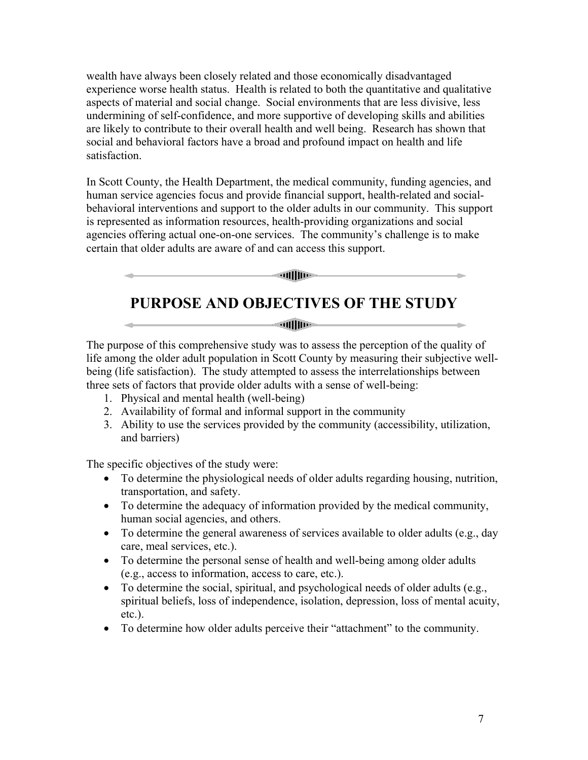wealth have always been closely related and those economically disadvantaged experience worse health status. Health is related to both the quantitative and qualitative aspects of material and social change. Social environments that are less divisive, less undermining of self-confidence, and more supportive of developing skills and abilities are likely to contribute to their overall health and well being. Research has shown that social and behavioral factors have a broad and profound impact on health and life satisfaction.

In Scott County, the Health Department, the medical community, funding agencies, and human service agencies focus and provide financial support, health-related and social-behavioral interventions and support to the older adults in our community. This support is represented as information resources, health-providing organizations and social agencies offering actual one-on-one services. The community's challenge is to make certain that older adults are aware of and can access this support.

## PURPOSE AND OBJECTIVES OF THE STUDY

The purpose of this comprehensive study was to assess the perception of the quality of life among the older adult population in Scott County by measuring their subjective well-being (life satisfaction). The study attempted to assess the interrelationships between three sets of factors that provide older adults with a sense of well-being:

1. Physical and mental health (well-being)
2. Availability of formal and informal support in the community
3. Ability to use the services provided by the community (accessibility, utilization, and barriers)

The specific objectives of the study were:

- To determine the physiological needs of older adults regarding housing, nutrition, transportation, and safety.
- To determine the adequacy of information provided by the medical community, human social agencies, and others.
- To determine the general awareness of services available to older adults (e.g., day care, meal services, etc.).
- To determine the personal sense of health and well-being among older adults (e.g., access to information, access to care, etc.).
- To determine the social, spiritual, and psychological needs of older adults (e.g., spiritual beliefs, loss of independence, isolation, depression, loss of mental acuity, etc.).
- To determine how older adults perceive their "attachment" to the community.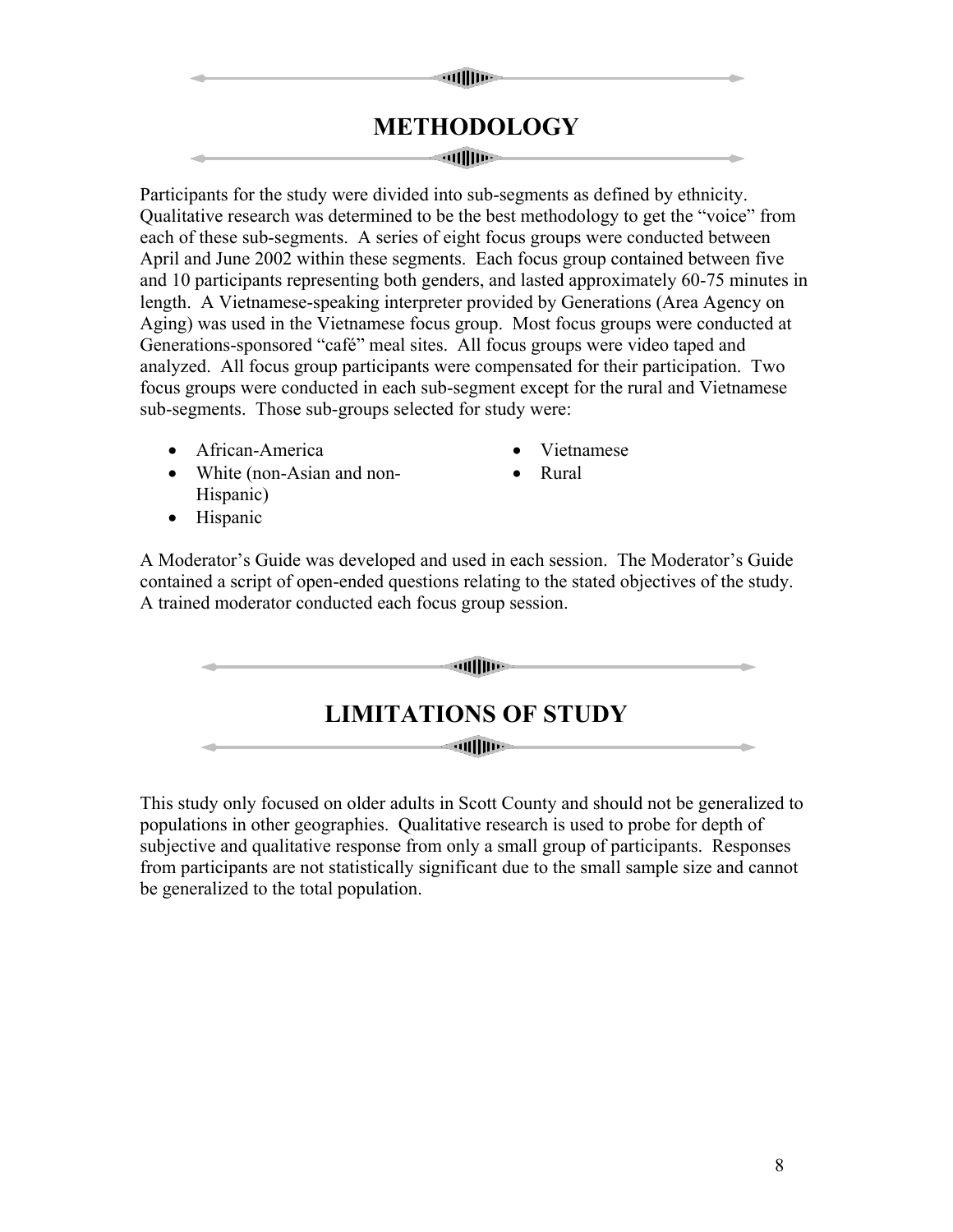# METHODOLOGY

Participants for the study were divided into sub-segments as defined by ethnicity. Qualitative research was determined to be the best methodology to get the "voice" from each of these sub-segments. A series of eight focus groups were conducted between April and June 2002 within these segments. Each focus group contained between five and 10 participants representing both genders, and lasted approximately 60-75 minutes in length. A Vietnamese-speaking interpreter provided by Generations (Area Agency on Aging) was used in the Vietnamese focus group. Most focus groups were conducted at Generations-sponsored "café" meal sites. All focus groups were video taped and analyzed. All focus group participants were compensated for their participation. Two focus groups were conducted in each sub-segment except for the rural and Vietnamese sub-segments. Those sub-groups selected for study were:

- African-America
- White (non-Asian and non-Hispanic)
- Hispanic
- Vietnamese
- Rural

A Moderator's Guide was developed and used in each session. The Moderator's Guide contained a script of open-ended questions relating to the stated objectives of the study. A trained moderator conducted each focus group session.

# LIMITATIONS OF STUDY

This study only focused on older adults in Scott County and should not be generalized to populations in other geographies. Qualitative research is used to probe for depth of subjective and qualitative response from only a small group of participants. Responses from participants are not statistically significant due to the small sample size and cannot be generalized to the total population.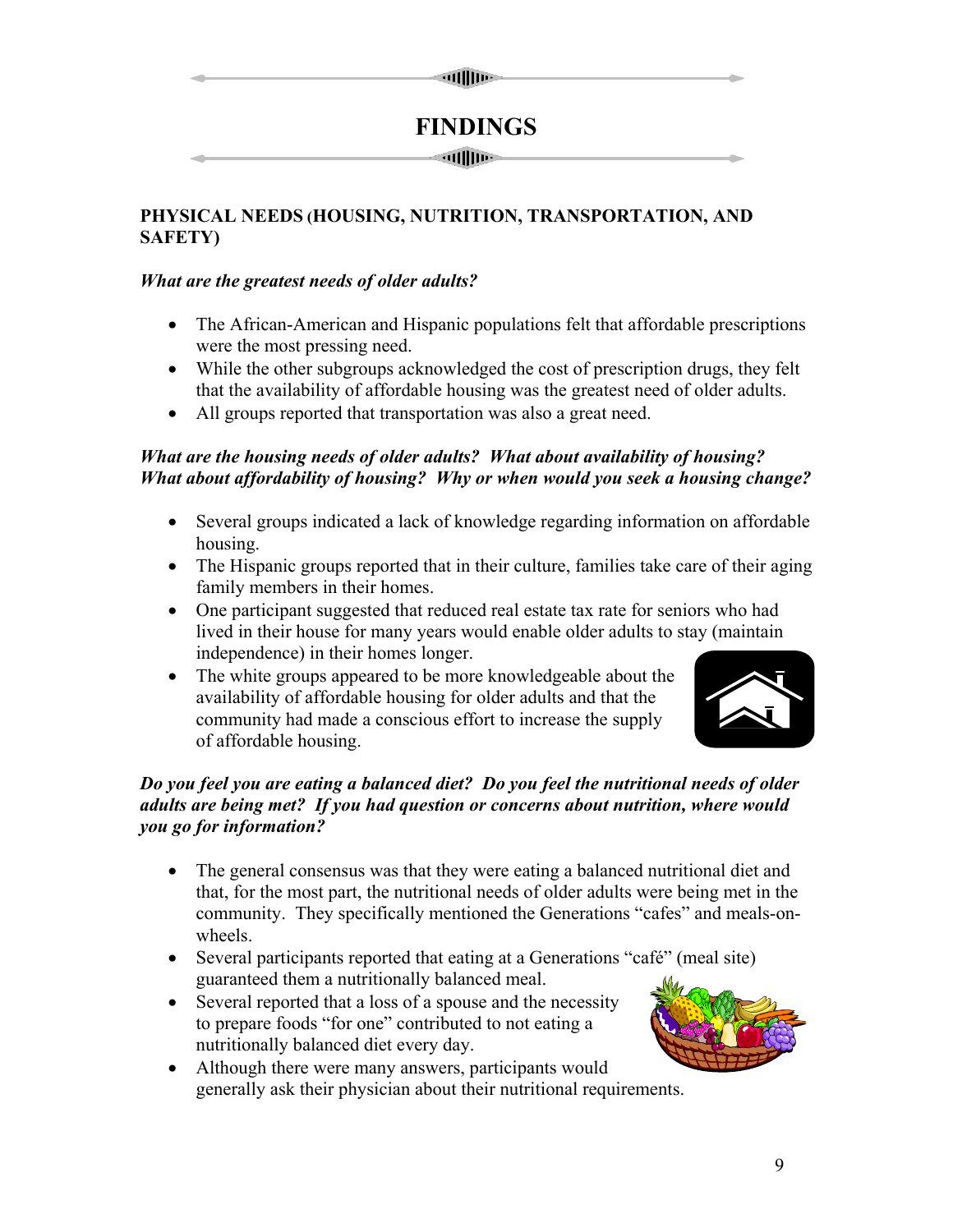# FINDINGS

## PHYSICAL NEEDS (HOUSING, NUTRITION, TRANSPORTATION, AND SAFETY)

***What are the greatest needs of older adults?***

- The African-American and Hispanic populations felt that affordable prescriptions were the most pressing need.
- While the other subgroups acknowledged the cost of prescription drugs, they felt that the availability of affordable housing was the greatest need of older adults.
- All groups reported that transportation was also a great need.

***What are the housing needs of older adults? What about availability of housing? What about affordability of housing? Why or when would you seek a housing change?***

- Several groups indicated a lack of knowledge regarding information on affordable housing.
- The Hispanic groups reported that in their culture, families take care of their aging family members in their homes.
- One participant suggested that reduced real estate tax rate for seniors who had lived in their house for many years would enable older adults to stay (maintain independence) in their homes longer.
- The white groups appeared to be more knowledgeable about the availability of affordable housing for older adults and that the community had made a conscious effort to increase the supply of affordable housing.

***Do you feel you are eating a balanced diet? Do you feel the nutritional needs of older adults are being met? If you had question or concerns about nutrition, where would you go for information?***

- The general consensus was that they were eating a balanced nutritional diet and that, for the most part, the nutritional needs of older adults were being met in the community. They specifically mentioned the Generations "cafes" and meals-on-wheels.
- Several participants reported that eating at a Generations "café" (meal site) guaranteed them a nutritionally balanced meal.
- Several reported that a loss of a spouse and the necessity to prepare foods "for one" contributed to not eating a nutritionally balanced diet every day.
- Although there were many answers, participants would generally ask their physician about their nutritional requirements.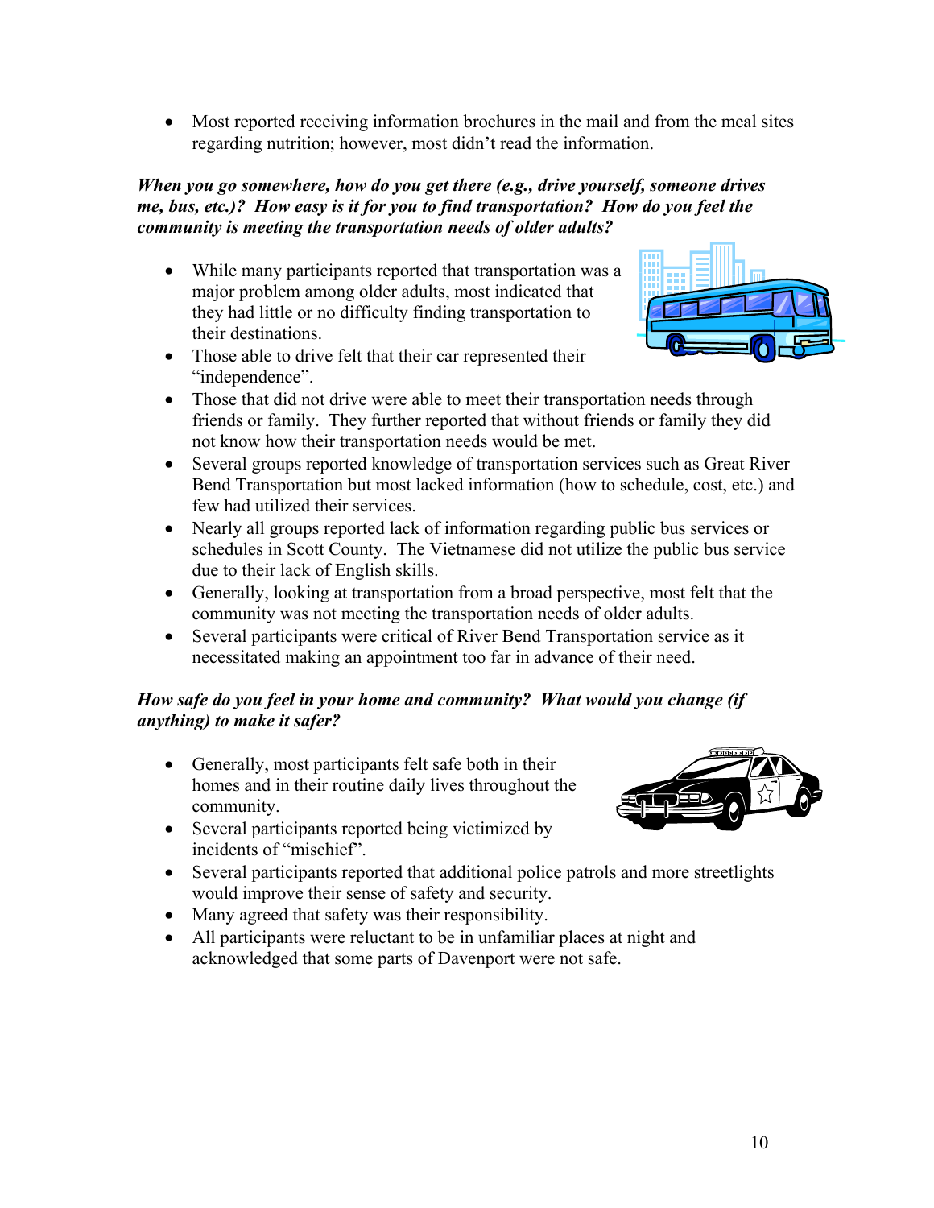- Most reported receiving information brochures in the mail and from the meal sites regarding nutrition; however, most didn't read the information.

***When you go somewhere, how do you get there (e.g., drive yourself, someone drives me, bus, etc.)? How easy is it for you to find transportation? How do you feel the community is meeting the transportation needs of older adults?***

- While many participants reported that transportation was a major problem among older adults, most indicated that they had little or no difficulty finding transportation to their destinations.
- Those able to drive felt that their car represented their "independence".
- Those that did not drive were able to meet their transportation needs through friends or family. They further reported that without friends or family they did not know how their transportation needs would be met.
- Several groups reported knowledge of transportation services such as Great River Bend Transportation but most lacked information (how to schedule, cost, etc.) and few had utilized their services.
- Nearly all groups reported lack of information regarding public bus services or schedules in Scott County. The Vietnamese did not utilize the public bus service due to their lack of English skills.
- Generally, looking at transportation from a broad perspective, most felt that the community was not meeting the transportation needs of older adults.
- Several participants were critical of River Bend Transportation service as it necessitated making an appointment too far in advance of their need.

***How safe do you feel in your home and community? What would you change (if anything) to make it safer?***

- Generally, most participants felt safe both in their homes and in their routine daily lives throughout the community.
- Several participants reported being victimized by incidents of "mischief".
- Several participants reported that additional police patrols and more streetlights would improve their sense of safety and security.
- Many agreed that safety was their responsibility.
- All participants were reluctant to be in unfamiliar places at night and acknowledged that some parts of Davenport were not safe.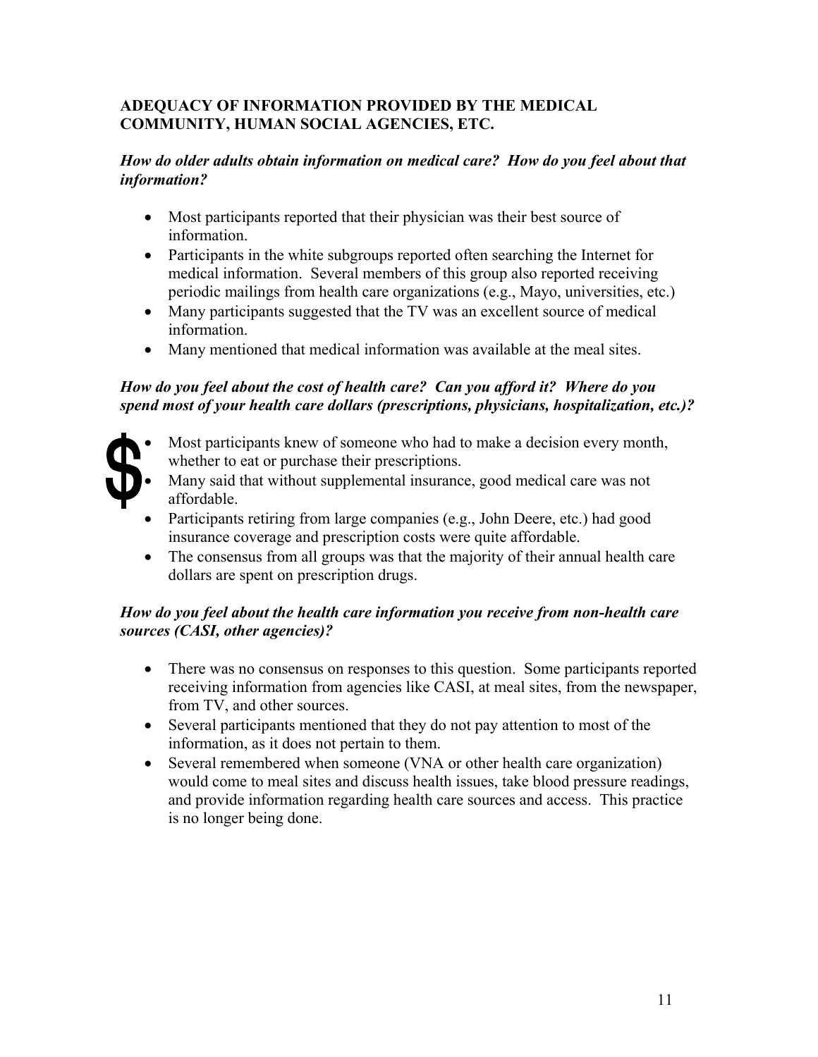## ADEQUACY OF INFORMATION PROVIDED BY THE MEDICAL COMMUNITY, HUMAN SOCIAL AGENCIES, ETC.

***How do older adults obtain information on medical care? How do you feel about that information?***

- Most participants reported that their physician was their best source of information.
- Participants in the white subgroups reported often searching the Internet for medical information. Several members of this group also reported receiving periodic mailings from health care organizations (e.g., Mayo, universities, etc.)
- Many participants suggested that the TV was an excellent source of medical information.
- Many mentioned that medical information was available at the meal sites.

***How do you feel about the cost of health care? Can you afford it? Where do you spend most of your health care dollars (prescriptions, physicians, hospitalization, etc.)?***

- Most participants knew of someone who had to make a decision every month, whether to eat or purchase their prescriptions.
- Many said that without supplemental insurance, good medical care was not affordable.
- Participants retiring from large companies (e.g., John Deere, etc.) had good insurance coverage and prescription costs were quite affordable.
- The consensus from all groups was that the majority of their annual health care dollars are spent on prescription drugs.

***How do you feel about the health care information you receive from non-health care sources (CASI, other agencies)?***

- There was no consensus on responses to this question. Some participants reported receiving information from agencies like CASI, at meal sites, from the newspaper, from TV, and other sources.
- Several participants mentioned that they do not pay attention to most of the information, as it does not pertain to them.
- Several remembered when someone (VNA or other health care organization) would come to meal sites and discuss health issues, take blood pressure readings, and provide information regarding health care sources and access. This practice is no longer being done.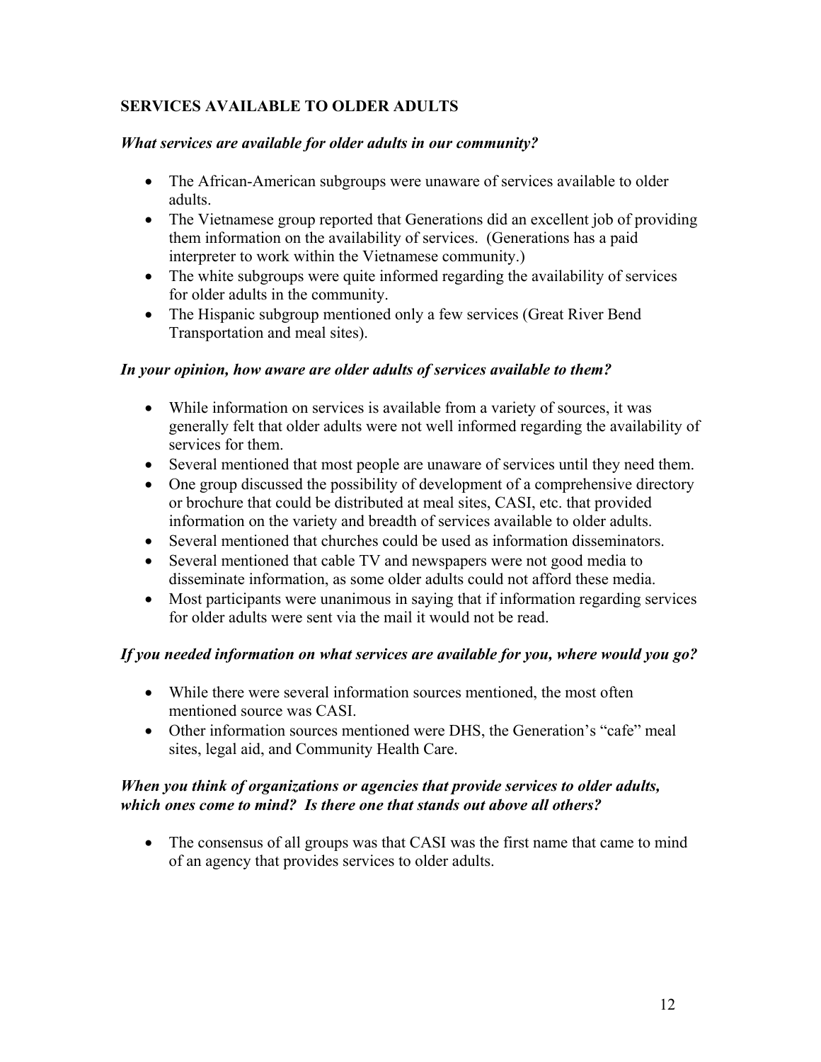## SERVICES AVAILABLE TO OLDER ADULTS

***What services are available for older adults in our community?***

- The African-American subgroups were unaware of services available to older adults.
- The Vietnamese group reported that Generations did an excellent job of providing them information on the availability of services. (Generations has a paid interpreter to work within the Vietnamese community.)
- The white subgroups were quite informed regarding the availability of services for older adults in the community.
- The Hispanic subgroup mentioned only a few services (Great River Bend Transportation and meal sites).

***In your opinion, how aware are older adults of services available to them?***

- While information on services is available from a variety of sources, it was generally felt that older adults were not well informed regarding the availability of services for them.
- Several mentioned that most people are unaware of services until they need them.
- One group discussed the possibility of development of a comprehensive directory or brochure that could be distributed at meal sites, CASI, etc. that provided information on the variety and breadth of services available to older adults.
- Several mentioned that churches could be used as information disseminators.
- Several mentioned that cable TV and newspapers were not good media to disseminate information, as some older adults could not afford these media.
- Most participants were unanimous in saying that if information regarding services for older adults were sent via the mail it would not be read.

***If you needed information on what services are available for you, where would you go?***

- While there were several information sources mentioned, the most often mentioned source was CASI.
- Other information sources mentioned were DHS, the Generation's "cafe" meal sites, legal aid, and Community Health Care.

***When you think of organizations or agencies that provide services to older adults, which ones come to mind? Is there one that stands out above all others?***

- The consensus of all groups was that CASI was the first name that came to mind of an agency that provides services to older adults.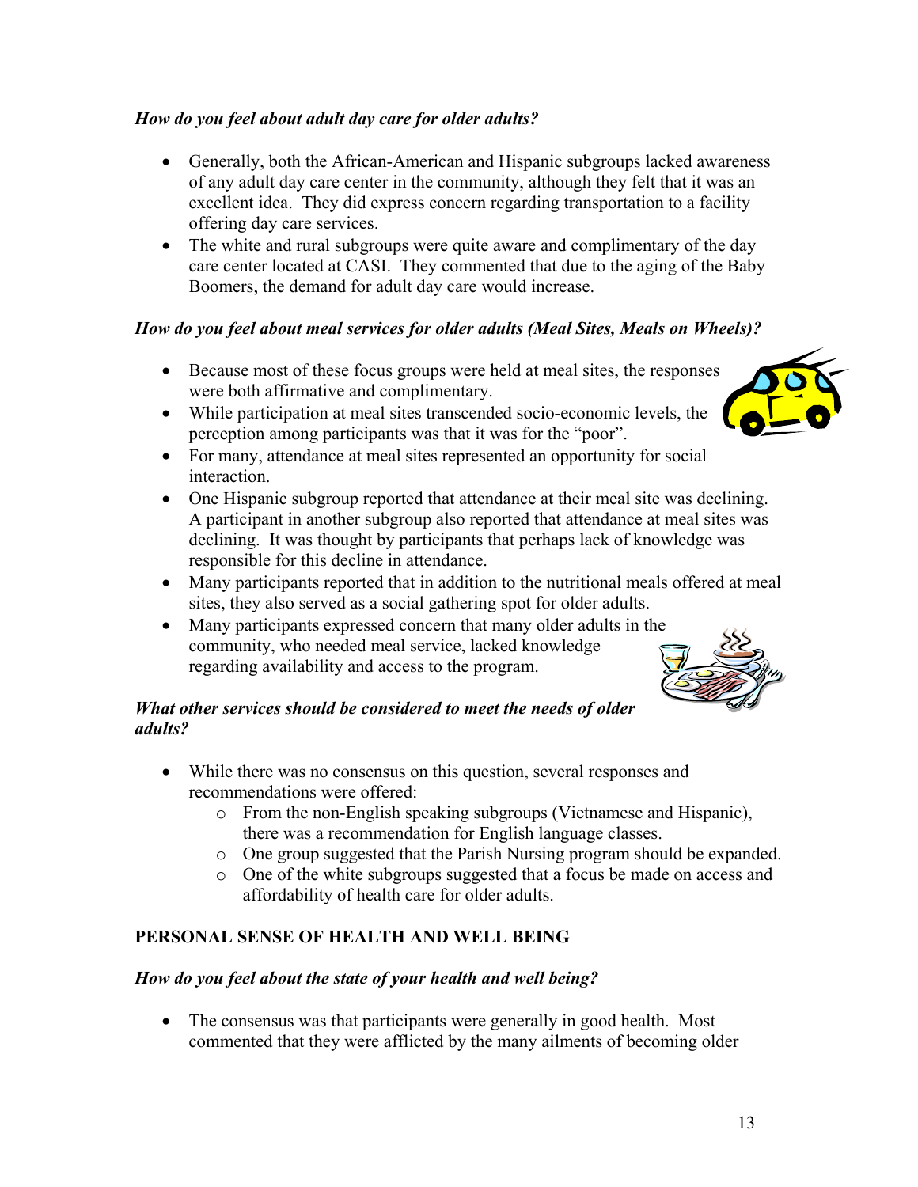*How do you feel about adult day care for older adults?*

- Generally, both the African-American and Hispanic subgroups lacked awareness of any adult day care center in the community, although they felt that it was an excellent idea. They did express concern regarding transportation to a facility offering day care services.
- The white and rural subgroups were quite aware and complimentary of the day care center located at CASI. They commented that due to the aging of the Baby Boomers, the demand for adult day care would increase.

*How do you feel about meal services for older adults (Meal Sites, Meals on Wheels)?*

- Because most of these focus groups were held at meal sites, the responses were both affirmative and complimentary.
- While participation at meal sites transcended socio-economic levels, the perception among participants was that it was for the "poor".
- For many, attendance at meal sites represented an opportunity for social interaction.
- One Hispanic subgroup reported that attendance at their meal site was declining. A participant in another subgroup also reported that attendance at meal sites was declining. It was thought by participants that perhaps lack of knowledge was responsible for this decline in attendance.
- Many participants reported that in addition to the nutritional meals offered at meal sites, they also served as a social gathering spot for older adults.
- Many participants expressed concern that many older adults in the community, who needed meal service, lacked knowledge regarding availability and access to the program.

*What other services should be considered to meet the needs of older adults?*

- While there was no consensus on this question, several responses and recommendations were offered:
  - From the non-English speaking subgroups (Vietnamese and Hispanic), there was a recommendation for English language classes.
  - One group suggested that the Parish Nursing program should be expanded.
  - One of the white subgroups suggested that a focus be made on access and affordability of health care for older adults.

**PERSONAL SENSE OF HEALTH AND WELL BEING**

*How do you feel about the state of your health and well being?*

- The consensus was that participants were generally in good health. Most commented that they were afflicted by the many ailments of becoming older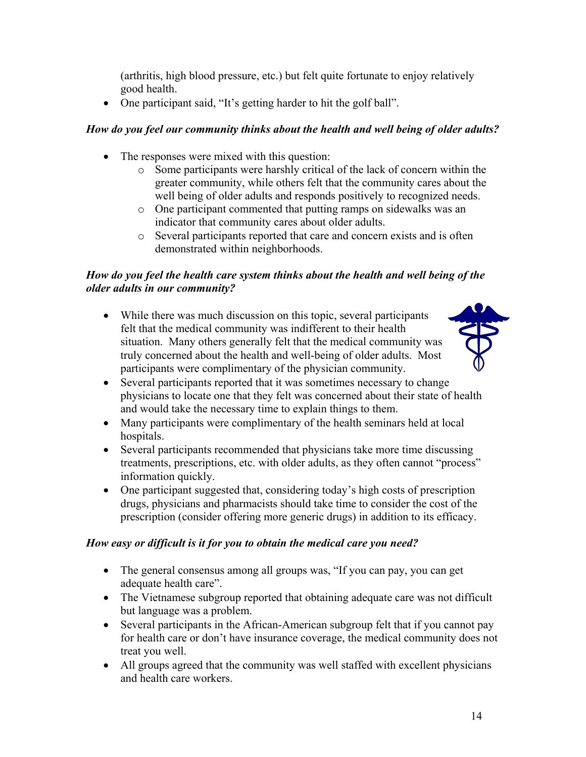(arthritis, high blood pressure, etc.) but felt quite fortunate to enjoy relatively good health.

- One participant said, "It's getting harder to hit the golf ball".

***How do you feel our community thinks about the health and well being of older adults?***

- The responses were mixed with this question:
  - Some participants were harshly critical of the lack of concern within the greater community, while others felt that the community cares about the well being of older adults and responds positively to recognized needs.
  - One participant commented that putting ramps on sidewalks was an indicator that community cares about older adults.
  - Several participants reported that care and concern exists and is often demonstrated within neighborhoods.

***How do you feel the health care system thinks about the health and well being of the older adults in our community?***

- While there was much discussion on this topic, several participants felt that the medical community was indifferent to their health situation. Many others generally felt that the medical community was truly concerned about the health and well-being of older adults. Most participants were complimentary of the physician community.
- Several participants reported that it was sometimes necessary to change physicians to locate one that they felt was concerned about their state of health and would take the necessary time to explain things to them.
- Many participants were complimentary of the health seminars held at local hospitals.
- Several participants recommended that physicians take more time discussing treatments, prescriptions, etc. with older adults, as they often cannot "process" information quickly.
- One participant suggested that, considering today's high costs of prescription drugs, physicians and pharmacists should take time to consider the cost of the prescription (consider offering more generic drugs) in addition to its efficacy.

***How easy or difficult is it for you to obtain the medical care you need?***

- The general consensus among all groups was, "If you can pay, you can get adequate health care".
- The Vietnamese subgroup reported that obtaining adequate care was not difficult but language was a problem.
- Several participants in the African-American subgroup felt that if you cannot pay for health care or don't have insurance coverage, the medical community does not treat you well.
- All groups agreed that the community was well staffed with excellent physicians and health care workers.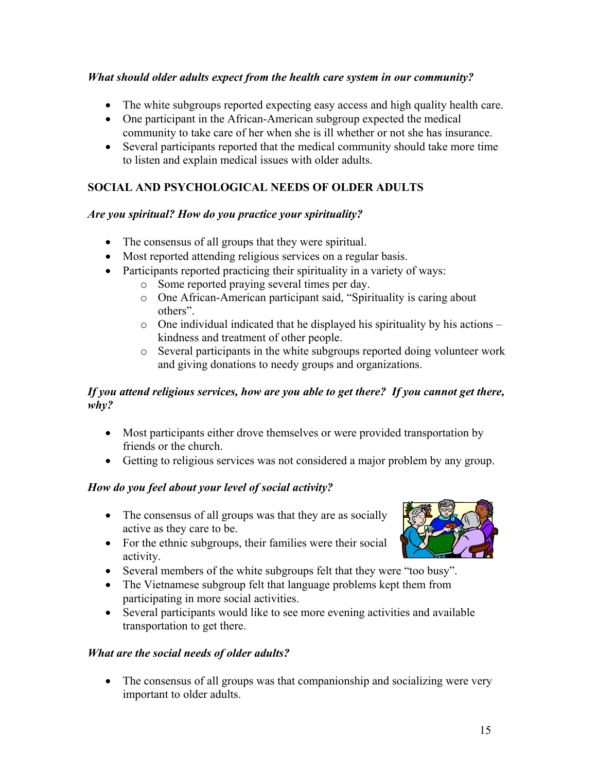*What should older adults expect from the health care system in our community?*

- The white subgroups reported expecting easy access and high quality health care.
- One participant in the African-American subgroup expected the medical community to take care of her when she is ill whether or not she has insurance.
- Several participants reported that the medical community should take more time to listen and explain medical issues with older adults.

## SOCIAL AND PSYCHOLOGICAL NEEDS OF OLDER ADULTS

*Are you spiritual? How do you practice your spirituality?*

- The consensus of all groups that they were spiritual.
- Most reported attending religious services on a regular basis.
- Participants reported practicing their spirituality in a variety of ways:
    - Some reported praying several times per day.
    - One African-American participant said, "Spirituality is caring about others".
    - One individual indicated that he displayed his spirituality by his actions – kindness and treatment of other people.
    - Several participants in the white subgroups reported doing volunteer work and giving donations to needy groups and organizations.

*If you attend religious services, how are you able to get there? If you cannot get there, why?*

- Most participants either drove themselves or were provided transportation by friends or the church.
- Getting to religious services was not considered a major problem by any group.

*How do you feel about your level of social activity?*

- The consensus of all groups was that they are as socially active as they care to be.
- For the ethnic subgroups, their families were their social activity.
- Several members of the white subgroups felt that they were "too busy".
- The Vietnamese subgroup felt that language problems kept them from participating in more social activities.
- Several participants would like to see more evening activities and available transportation to get there.

*What are the social needs of older adults?*

- The consensus of all groups was that companionship and socializing were very important to older adults.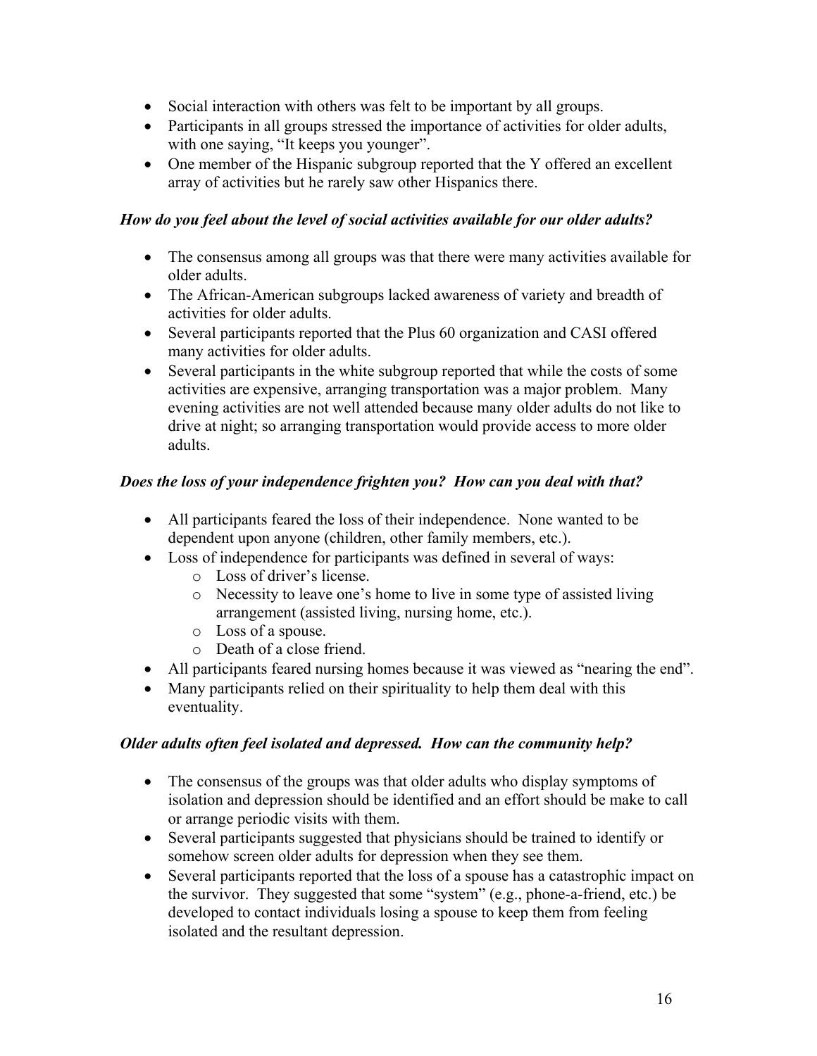- Social interaction with others was felt to be important by all groups.
- Participants in all groups stressed the importance of activities for older adults, with one saying, "It keeps you younger".
- One member of the Hispanic subgroup reported that the Y offered an excellent array of activities but he rarely saw other Hispanics there.

***How do you feel about the level of social activities available for our older adults?***

- The consensus among all groups was that there were many activities available for older adults.
- The African-American subgroups lacked awareness of variety and breadth of activities for older adults.
- Several participants reported that the Plus 60 organization and CASI offered many activities for older adults.
- Several participants in the white subgroup reported that while the costs of some activities are expensive, arranging transportation was a major problem. Many evening activities are not well attended because many older adults do not like to drive at night; so arranging transportation would provide access to more older adults.

***Does the loss of your independence frighten you? How can you deal with that?***

- All participants feared the loss of their independence. None wanted to be dependent upon anyone (children, other family members, etc.).
- Loss of independence for participants was defined in several of ways:
  - Loss of driver's license.
  - Necessity to leave one's home to live in some type of assisted living arrangement (assisted living, nursing home, etc.).
  - Loss of a spouse.
  - Death of a close friend.
- All participants feared nursing homes because it was viewed as "nearing the end".
- Many participants relied on their spirituality to help them deal with this eventuality.

***Older adults often feel isolated and depressed. How can the community help?***

- The consensus of the groups was that older adults who display symptoms of isolation and depression should be identified and an effort should be make to call or arrange periodic visits with them.
- Several participants suggested that physicians should be trained to identify or somehow screen older adults for depression when they see them.
- Several participants reported that the loss of a spouse has a catastrophic impact on the survivor. They suggested that some "system" (e.g., phone-a-friend, etc.) be developed to contact individuals losing a spouse to keep them from feeling isolated and the resultant depression.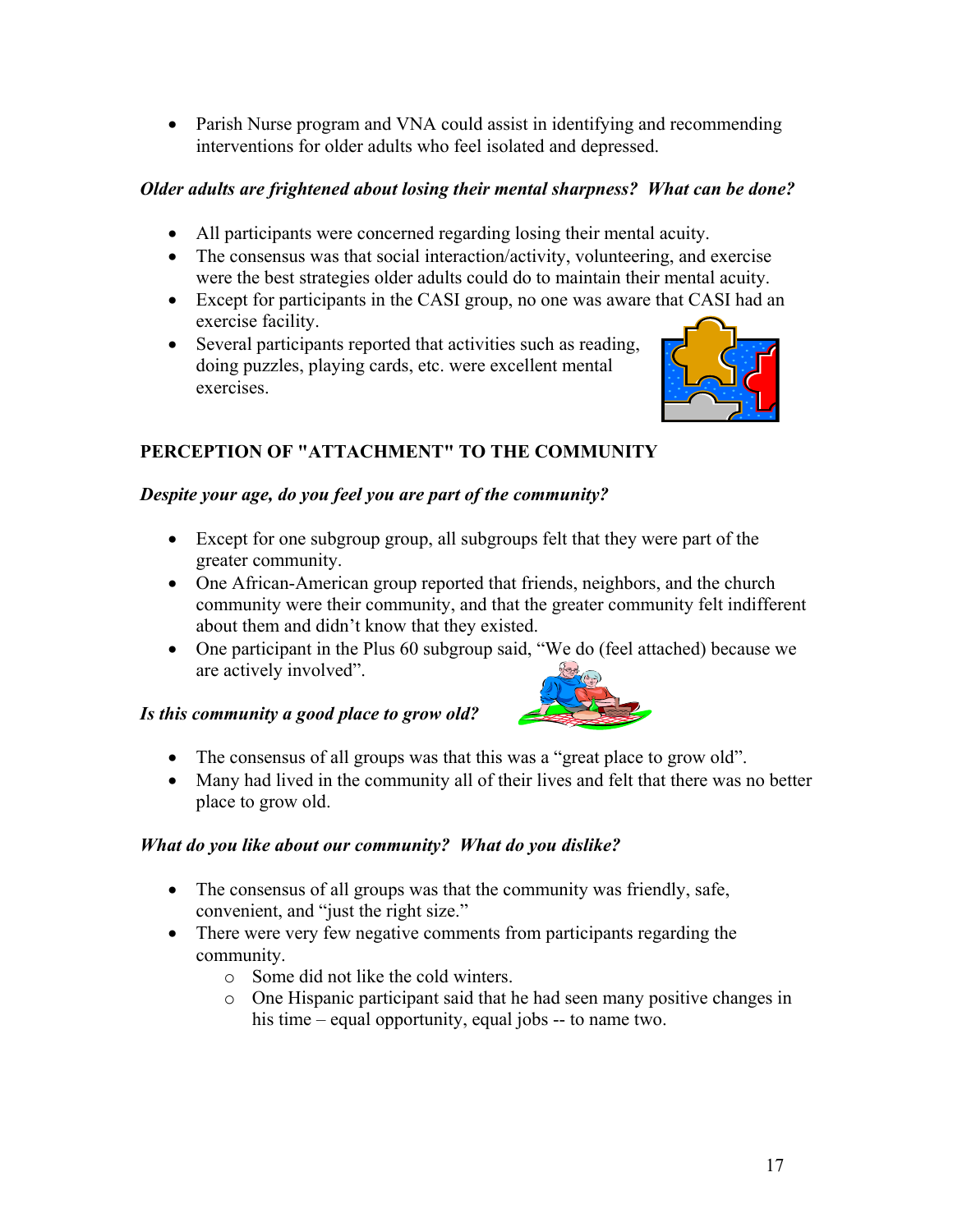- Parish Nurse program and VNA could assist in identifying and recommending interventions for older adults who feel isolated and depressed.

***Older adults are frightened about losing their mental sharpness? What can be done?***

- All participants were concerned regarding losing their mental acuity.
- The consensus was that social interaction/activity, volunteering, and exercise were the best strategies older adults could do to maintain their mental acuity.
- Except for participants in the CASI group, no one was aware that CASI had an exercise facility.
- Several participants reported that activities such as reading, doing puzzles, playing cards, etc. were excellent mental exercises.

## PERCEPTION OF "ATTACHMENT" TO THE COMMUNITY

***Despite your age, do you feel you are part of the community?***

- Except for one subgroup group, all subgroups felt that they were part of the greater community.
- One African-American group reported that friends, neighbors, and the church community were their community, and that the greater community felt indifferent about them and didn't know that they existed.
- One participant in the Plus 60 subgroup said, "We do (feel attached) because we are actively involved".

***Is this community a good place to grow old?***

- The consensus of all groups was that this was a "great place to grow old".
- Many had lived in the community all of their lives and felt that there was no better place to grow old.

***What do you like about our community? What do you dislike?***

- The consensus of all groups was that the community was friendly, safe, convenient, and "just the right size."
- There were very few negative comments from participants regarding the community.
  - Some did not like the cold winters.
  - One Hispanic participant said that he had seen many positive changes in his time – equal opportunity, equal jobs -- to name two.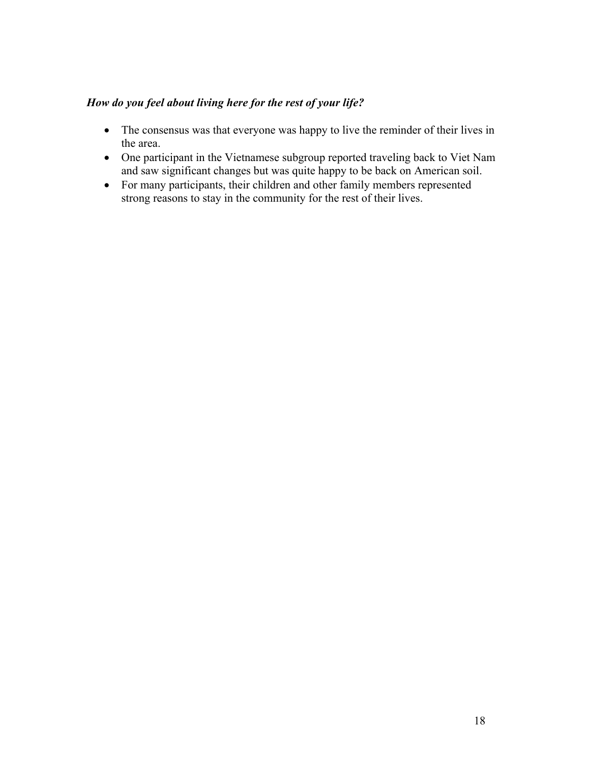***How do you feel about living here for the rest of your life?***

- The consensus was that everyone was happy to live the reminder of their lives in the area.
- One participant in the Vietnamese subgroup reported traveling back to Viet Nam and saw significant changes but was quite happy to be back on American soil.
- For many participants, their children and other family members represented strong reasons to stay in the community for the rest of their lives.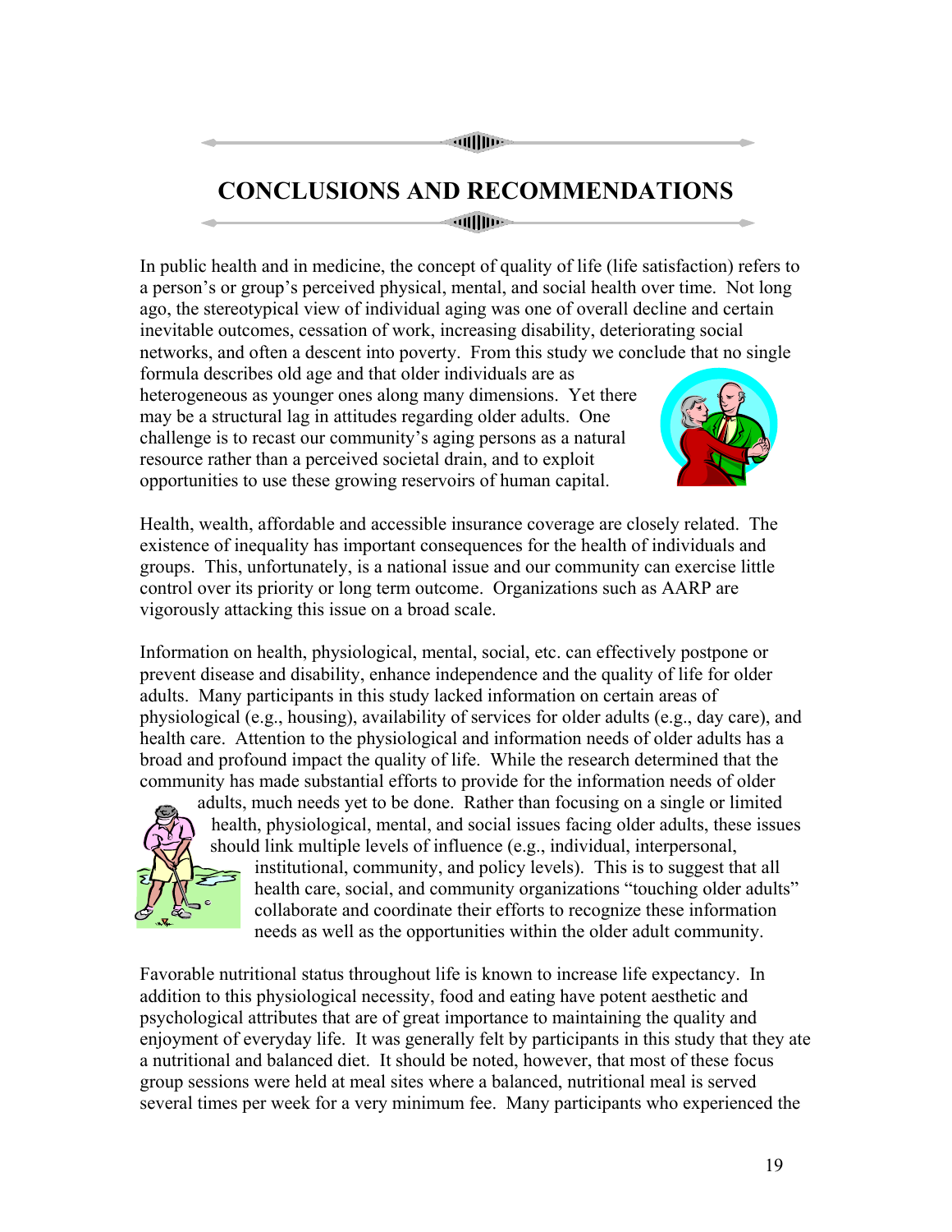# CONCLUSIONS AND RECOMMENDATIONS

In public health and in medicine, the concept of quality of life (life satisfaction) refers to a person's or group's perceived physical, mental, and social health over time. Not long ago, the stereotypical view of individual aging was one of overall decline and certain inevitable outcomes, cessation of work, increasing disability, deteriorating social networks, and often a descent into poverty. From this study we conclude that no single formula describes old age and that older individuals are as heterogeneous as younger ones along many dimensions. Yet there may be a structural lag in attitudes regarding older adults. One challenge is to recast our community's aging persons as a natural resource rather than a perceived societal drain, and to exploit opportunities to use these growing reservoirs of human capital.

Health, wealth, affordable and accessible insurance coverage are closely related. The existence of inequality has important consequences for the health of individuals and groups. This, unfortunately, is a national issue and our community can exercise little control over its priority or long term outcome. Organizations such as AARP are vigorously attacking this issue on a broad scale.

Information on health, physiological, mental, social, etc. can effectively postpone or prevent disease and disability, enhance independence and the quality of life for older adults. Many participants in this study lacked information on certain areas of physiological (e.g., housing), availability of services for older adults (e.g., day care), and health care. Attention to the physiological and information needs of older adults has a broad and profound impact the quality of life. While the research determined that the community has made substantial efforts to provide for the information needs of older adults, much needs yet to be done. Rather than focusing on a single or limited health, physiological, mental, and social issues facing older adults, these issues should link multiple levels of influence (e.g., individual, interpersonal, institutional, community, and policy levels). This is to suggest that all health care, social, and community organizations "touching older adults" collaborate and coordinate their efforts to recognize these information needs as well as the opportunities within the older adult community.

Favorable nutritional status throughout life is known to increase life expectancy. In addition to this physiological necessity, food and eating have potent aesthetic and psychological attributes that are of great importance to maintaining the quality and enjoyment of everyday life. It was generally felt by participants in this study that they ate a nutritional and balanced diet. It should be noted, however, that most of these focus group sessions were held at meal sites where a balanced, nutritional meal is served several times per week for a very minimum fee. Many participants who experienced the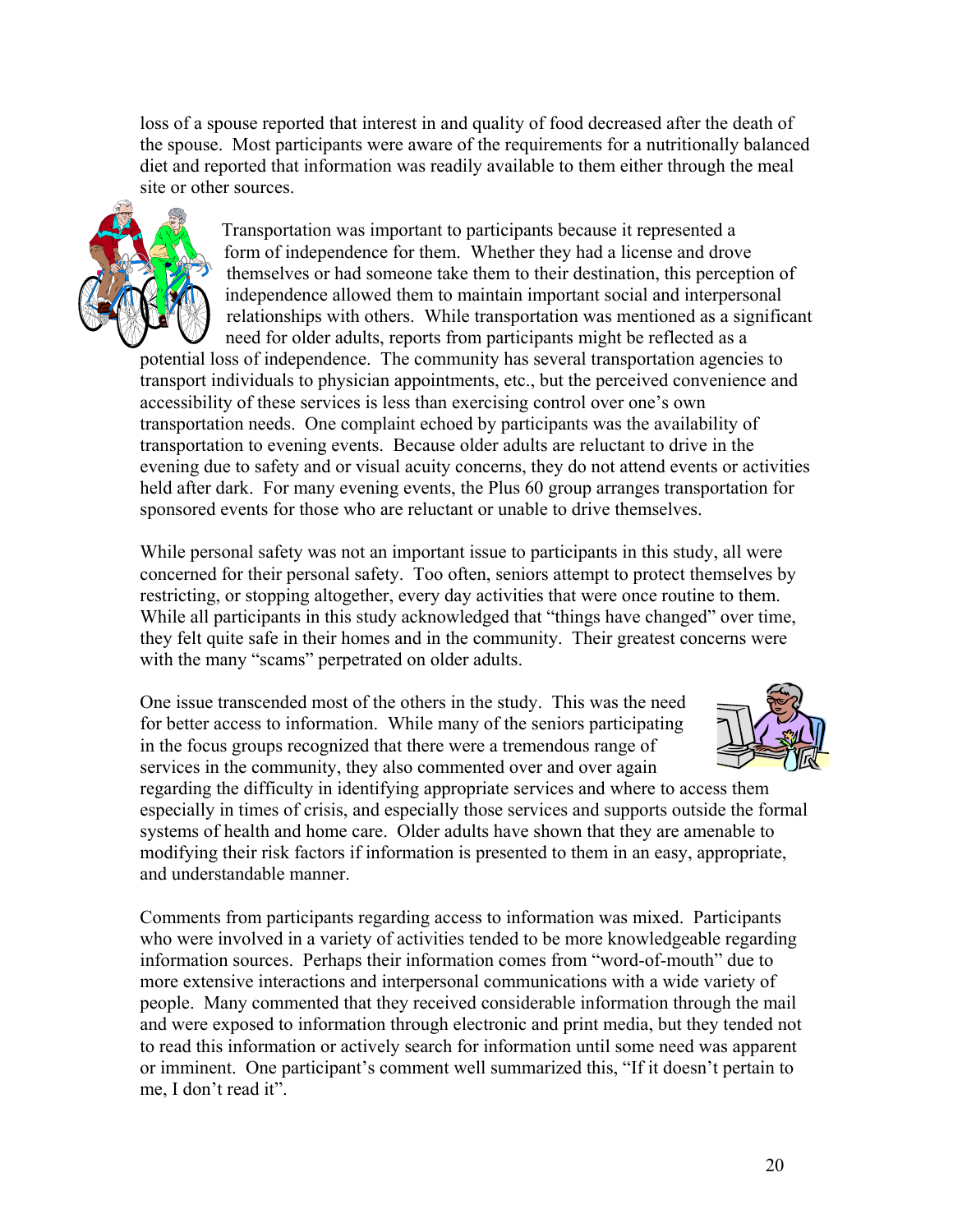loss of a spouse reported that interest in and quality of food decreased after the death of the spouse. Most participants were aware of the requirements for a nutritionally balanced diet and reported that information was readily available to them either through the meal site or other sources.

Transportation was important to participants because it represented a form of independence for them. Whether they had a license and drove themselves or had someone take them to their destination, this perception of independence allowed them to maintain important social and interpersonal relationships with others. While transportation was mentioned as a significant need for older adults, reports from participants might be reflected as a potential loss of independence. The community has several transportation agencies to transport individuals to physician appointments, etc., but the perceived convenience and accessibility of these services is less than exercising control over one's own transportation needs. One complaint echoed by participants was the availability of transportation to evening events. Because older adults are reluctant to drive in the evening due to safety and or visual acuity concerns, they do not attend events or activities held after dark. For many evening events, the Plus 60 group arranges transportation for sponsored events for those who are reluctant or unable to drive themselves.

While personal safety was not an important issue to participants in this study, all were concerned for their personal safety. Too often, seniors attempt to protect themselves by restricting, or stopping altogether, every day activities that were once routine to them. While all participants in this study acknowledged that "things have changed" over time, they felt quite safe in their homes and in the community. Their greatest concerns were with the many "scams" perpetrated on older adults.

One issue transcended most of the others in the study. This was the need for better access to information. While many of the seniors participating in the focus groups recognized that there were a tremendous range of services in the community, they also commented over and over again regarding the difficulty in identifying appropriate services and where to access them especially in times of crisis, and especially those services and supports outside the formal systems of health and home care. Older adults have shown that they are amenable to modifying their risk factors if information is presented to them in an easy, appropriate, and understandable manner.

Comments from participants regarding access to information was mixed. Participants who were involved in a variety of activities tended to be more knowledgeable regarding information sources. Perhaps their information comes from "word-of-mouth" due to more extensive interactions and interpersonal communications with a wide variety of people. Many commented that they received considerable information through the mail and were exposed to information through electronic and print media, but they tended not to read this information or actively search for information until some need was apparent or imminent. One participant's comment well summarized this, "If it doesn't pertain to me, I don't read it".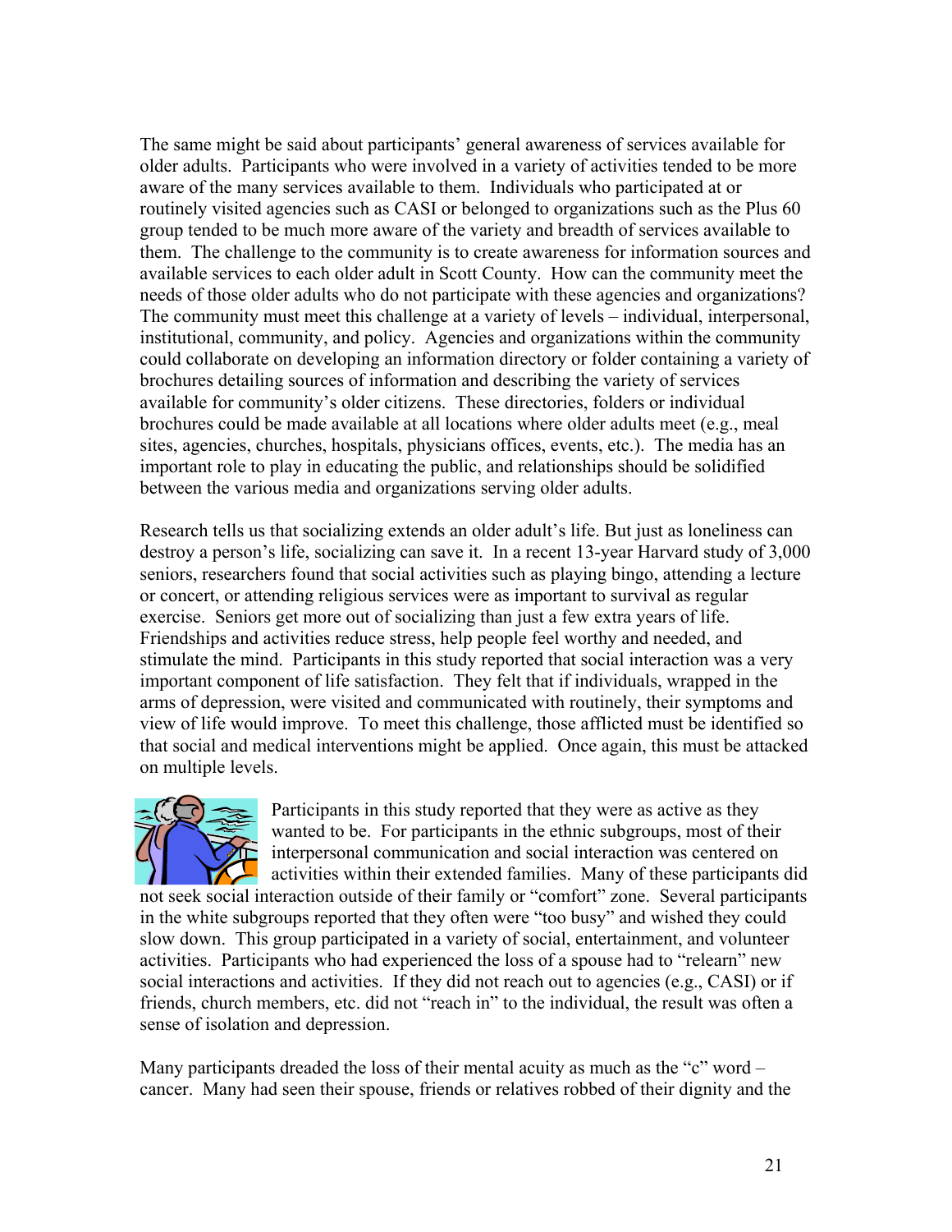The same might be said about participants' general awareness of services available for older adults. Participants who were involved in a variety of activities tended to be more aware of the many services available to them. Individuals who participated at or routinely visited agencies such as CASI or belonged to organizations such as the Plus 60 group tended to be much more aware of the variety and breadth of services available to them. The challenge to the community is to create awareness for information sources and available services to each older adult in Scott County. How can the community meet the needs of those older adults who do not participate with these agencies and organizations? The community must meet this challenge at a variety of levels – individual, interpersonal, institutional, community, and policy. Agencies and organizations within the community could collaborate on developing an information directory or folder containing a variety of brochures detailing sources of information and describing the variety of services available for community's older citizens. These directories, folders or individual brochures could be made available at all locations where older adults meet (e.g., meal sites, agencies, churches, hospitals, physicians offices, events, etc.). The media has an important role to play in educating the public, and relationships should be solidified between the various media and organizations serving older adults.

Research tells us that socializing extends an older adult's life. But just as loneliness can destroy a person's life, socializing can save it. In a recent 13-year Harvard study of 3,000 seniors, researchers found that social activities such as playing bingo, attending a lecture or concert, or attending religious services were as important to survival as regular exercise. Seniors get more out of socializing than just a few extra years of life. Friendships and activities reduce stress, help people feel worthy and needed, and stimulate the mind. Participants in this study reported that social interaction was a very important component of life satisfaction. They felt that if individuals, wrapped in the arms of depression, were visited and communicated with routinely, their symptoms and view of life would improve. To meet this challenge, those afflicted must be identified so that social and medical interventions might be applied. Once again, this must be attacked on multiple levels.

Participants in this study reported that they were as active as they wanted to be. For participants in the ethnic subgroups, most of their interpersonal communication and social interaction was centered on activities within their extended families. Many of these participants did not seek social interaction outside of their family or "comfort" zone. Several participants in the white subgroups reported that they often were "too busy" and wished they could slow down. This group participated in a variety of social, entertainment, and volunteer activities. Participants who had experienced the loss of a spouse had to "relearn" new social interactions and activities. If they did not reach out to agencies (e.g., CASI) or if friends, church members, etc. did not "reach in" to the individual, the result was often a sense of isolation and depression.

Many participants dreaded the loss of their mental acuity as much as the "c" word – cancer. Many had seen their spouse, friends or relatives robbed of their dignity and the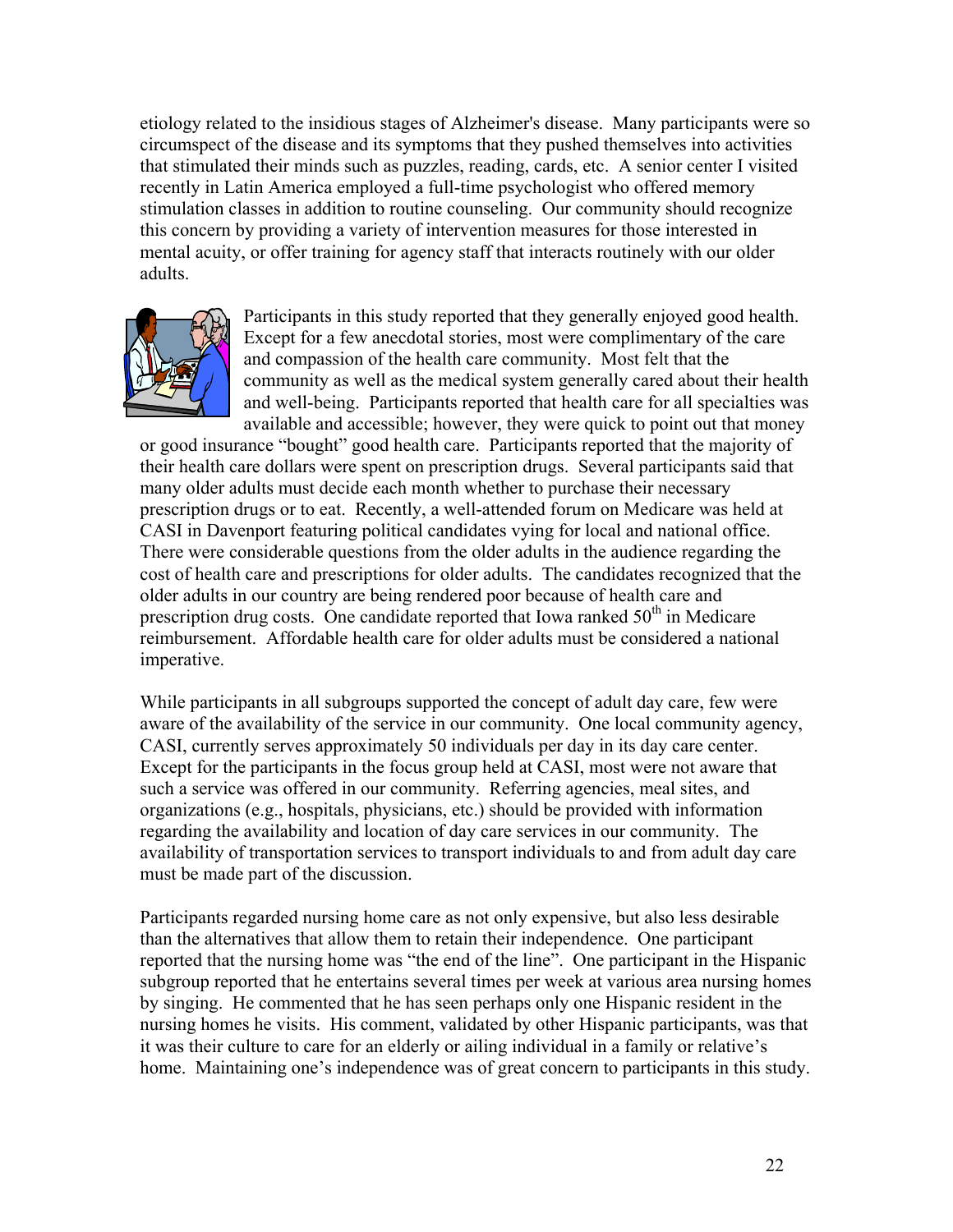etiology related to the insidious stages of Alzheimer's disease. Many participants were so circumspect of the disease and its symptoms that they pushed themselves into activities that stimulated their minds such as puzzles, reading, cards, etc. A senior center I visited recently in Latin America employed a full-time psychologist who offered memory stimulation classes in addition to routine counseling. Our community should recognize this concern by providing a variety of intervention measures for those interested in mental acuity, or offer training for agency staff that interacts routinely with our older adults.

Participants in this study reported that they generally enjoyed good health. Except for a few anecdotal stories, most were complimentary of the care and compassion of the health care community. Most felt that the community as well as the medical system generally cared about their health and well-being. Participants reported that health care for all specialties was available and accessible; however, they were quick to point out that money or good insurance "bought" good health care. Participants reported that the majority of their health care dollars were spent on prescription drugs. Several participants said that many older adults must decide each month whether to purchase their necessary prescription drugs or to eat. Recently, a well-attended forum on Medicare was held at CASI in Davenport featuring political candidates vying for local and national office. There were considerable questions from the older adults in the audience regarding the cost of health care and prescriptions for older adults. The candidates recognized that the older adults in our country are being rendered poor because of health care and prescription drug costs. One candidate reported that Iowa ranked 50th in Medicare reimbursement. Affordable health care for older adults must be considered a national imperative.

While participants in all subgroups supported the concept of adult day care, few were aware of the availability of the service in our community. One local community agency, CASI, currently serves approximately 50 individuals per day in its day care center. Except for the participants in the focus group held at CASI, most were not aware that such a service was offered in our community. Referring agencies, meal sites, and organizations (e.g., hospitals, physicians, etc.) should be provided with information regarding the availability and location of day care services in our community. The availability of transportation services to transport individuals to and from adult day care must be made part of the discussion.

Participants regarded nursing home care as not only expensive, but also less desirable than the alternatives that allow them to retain their independence. One participant reported that the nursing home was "the end of the line". One participant in the Hispanic subgroup reported that he entertains several times per week at various area nursing homes by singing. He commented that he has seen perhaps only one Hispanic resident in the nursing homes he visits. His comment, validated by other Hispanic participants, was that it was their culture to care for an elderly or ailing individual in a family or relative's home. Maintaining one's independence was of great concern to participants in this study.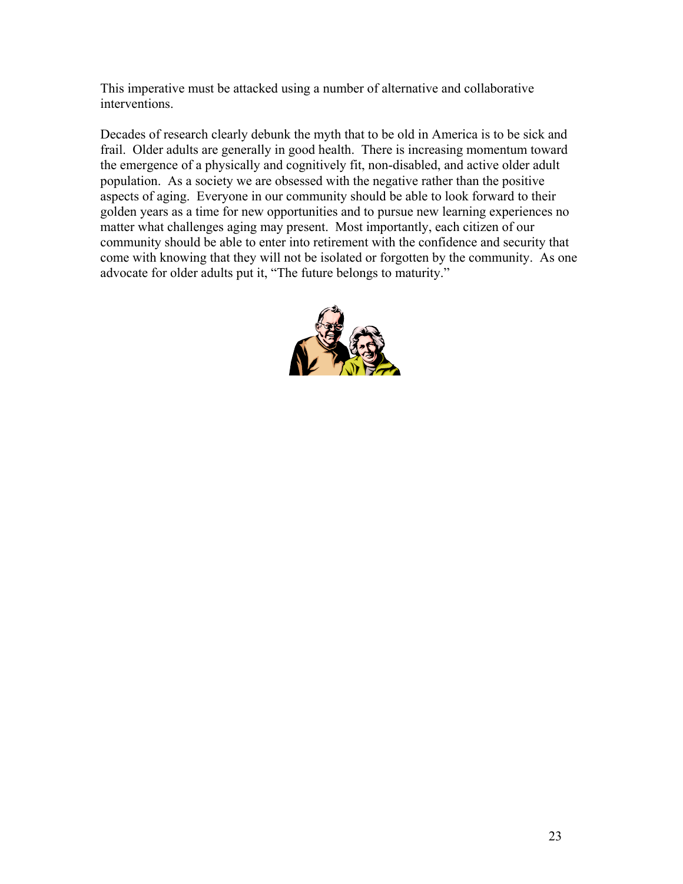This imperative must be attacked using a number of alternative and collaborative interventions.

Decades of research clearly debunk the myth that to be old in America is to be sick and frail. Older adults are generally in good health. There is increasing momentum toward the emergence of a physically and cognitively fit, non-disabled, and active older adult population. As a society we are obsessed with the negative rather than the positive aspects of aging. Everyone in our community should be able to look forward to their golden years as a time for new opportunities and to pursue new learning experiences no matter what challenges aging may present. Most importantly, each citizen of our community should be able to enter into retirement with the confidence and security that come with knowing that they will not be isolated or forgotten by the community. As one advocate for older adults put it, "The future belongs to maturity."